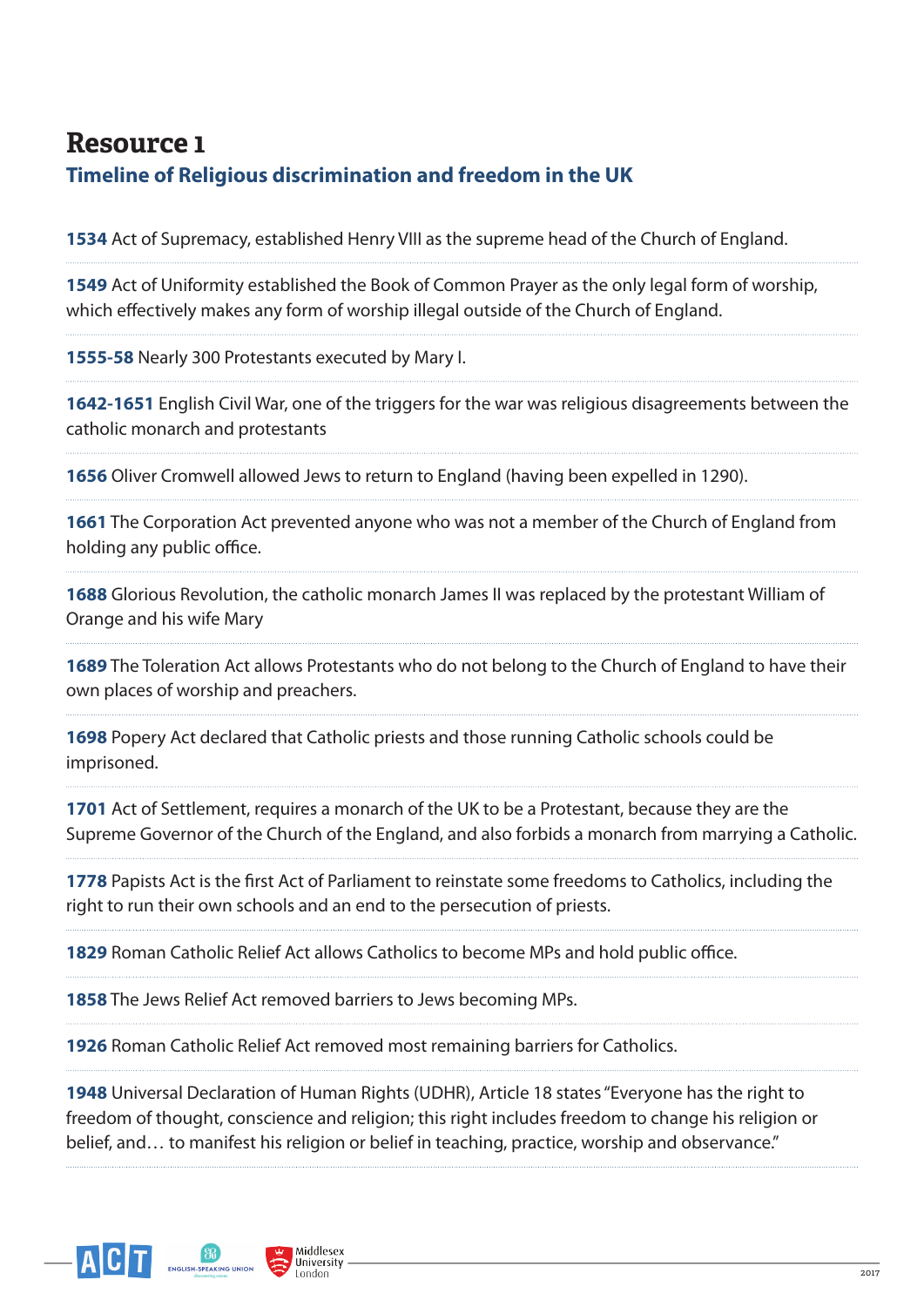# Resource 1

## Timeline of Religious discrimination and freedom in the UK

**1534** Act of Supremacy, established Henry VIII as the supreme head of the Church of England.

**1549** Act of Uniformity established the Book of Common Prayer as the only legal form of worship, which effectively makes any form of worship illegal outside of the Church of England.

**1555-58** Nearly 300 Protestants executed by Mary I.

**1642-1651** English Civil War, one of the triggers for the war was religious disagreements between the catholic monarch and protestants

**1656** Oliver Cromwell allowed Jews to return to England (having been expelled in 1290).

**1661** The Corporation Act prevented anyone who was not a member of the Church of England from holding any public office.

**1688** Glorious Revolution, the catholic monarch James II was replaced by the protestant William of Orange and his wife Mary

**1689** The Toleration Act allows Protestants who do not belong to the Church of England to have their own places of worship and preachers.

**1698** Popery Act declared that Catholic priests and those running Catholic schools could be imprisoned.

**1701** Act of Settlement, requires a monarch of the UK to be a Protestant, because they are the Supreme Governor of the Church of the England, and also forbids a monarch from marrying a Catholic.

**1778** Papists Act is the first Act of Parliament to reinstate some freedoms to Catholics, including the right to run their own schools and an end to the persecution of priests.

**1829** Roman Catholic Relief Act allows Catholics to become MPs and hold public office.

**1858** The Jews Relief Act removed barriers to Jews becoming MPs.

**1926** Roman Catholic Relief Act removed most remaining barriers for Catholics.

**1948** Universal Declaration of Human Rights (UDHR), Article 18 states "Everyone has the right to freedom of thought, conscience and religion; this right includes freedom to change his religion or belief, and… to manifest his religion or belief in teaching, practice, worship and observance."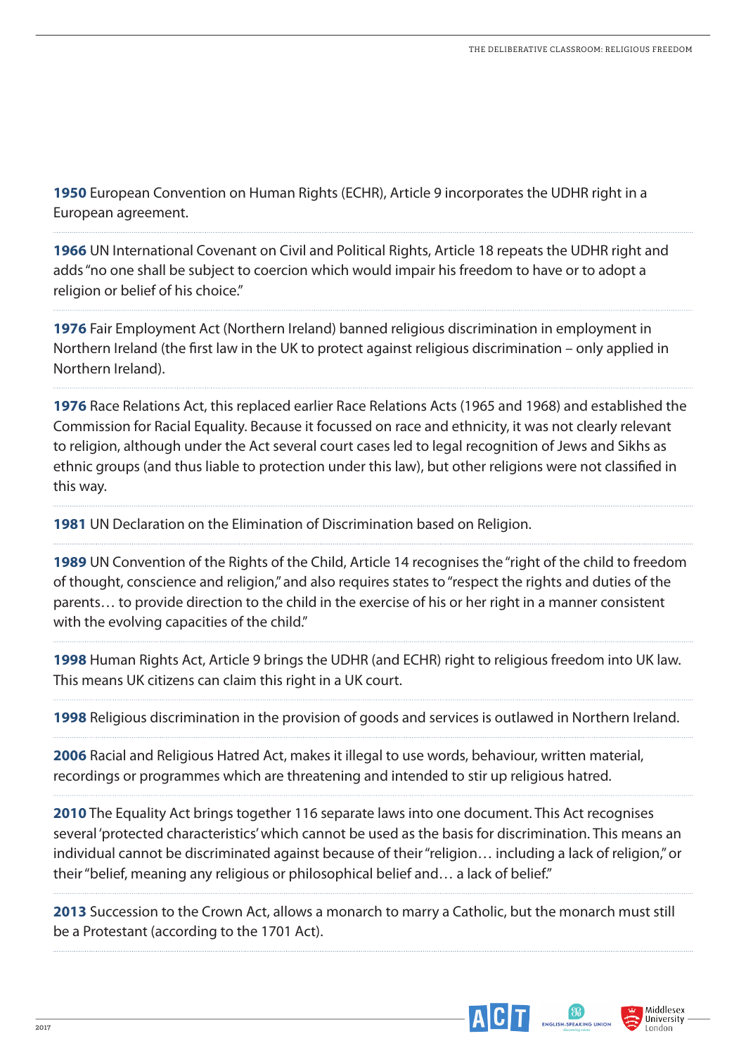**1950** European Convention on Human Rights (ECHR), Article 9 incorporates the UDHR right in a European agreement.

**1966** UN International Covenant on Civil and Political Rights, Article 18 repeats the UDHR right and adds "no one shall be subject to coercion which would impair his freedom to have or to adopt a religion or belief of his choice."

**1976** Fair Employment Act (Northern Ireland) banned religious discrimination in employment in Northern Ireland (the first law in the UK to protect against religious discrimination – only applied in Northern Ireland).

**1976** Race Relations Act, this replaced earlier Race Relations Acts (1965 and 1968) and established the Commission for Racial Equality. Because it focussed on race and ethnicity, it was not clearly relevant to religion, although under the Act several court cases led to legal recognition of Jews and Sikhs as ethnic groups (and thus liable to protection under this law), but other religions were not classified in this way.

**1981** UN Declaration on the Elimination of Discrimination based on Religion.

**1989** UN Convention of the Rights of the Child, Article 14 recognises the "right of the child to freedom of thought, conscience and religion," and also requires states to "respect the rights and duties of the parents… to provide direction to the child in the exercise of his or her right in a manner consistent with the evolving capacities of the child."

**1998** Human Rights Act, Article 9 brings the UDHR (and ECHR) right to religious freedom into UK law. This means UK citizens can claim this right in a UK court.

**1998** Religious discrimination in the provision of goods and services is outlawed in Northern Ireland.

**2006** Racial and Religious Hatred Act, makes it illegal to use words, behaviour, written material, recordings or programmes which are threatening and intended to stir up religious hatred.

**2010** The Equality Act brings together 116 separate laws into one document. This Act recognises several 'protected characteristics' which cannot be used as the basis for discrimination. This means an individual cannot be discriminated against because of their "religion… including a lack of religion," or their "belief, meaning any religious or philosophical belief and… a lack of belief."

**2013** Succession to the Crown Act, allows a monarch to marry a Catholic, but the monarch must still be a Protestant (according to the 1701 Act).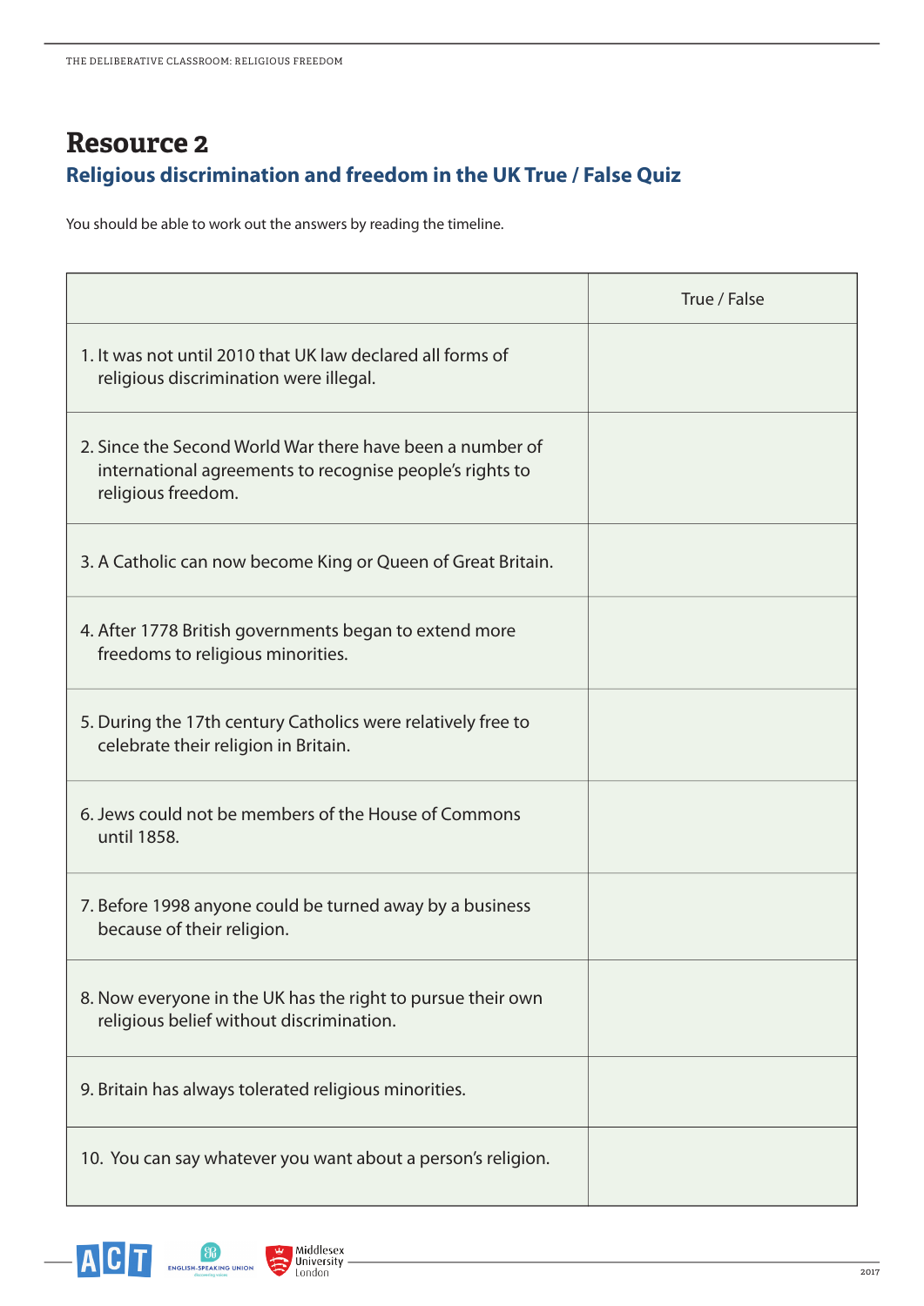# Resource 2

## Religious discrimination and freedom in the UK True / False Quiz

You should be able to work out the answers by reading the timeline.

| | True / False |
|---|---|
| 1. It was not until 2010 that UK law declared all forms of religious discrimination were illegal. | |
| 2. Since the Second World War there have been a number of international agreements to recognise people's rights to religious freedom. | |
| 3. A Catholic can now become King or Queen of Great Britain. | |
| 4. After 1778 British governments began to extend more freedoms to religious minorities. | |
| 5. During the 17th century Catholics were relatively free to celebrate their religion in Britain. | |
| 6. Jews could not be members of the House of Commons until 1858. | |
| 7. Before 1998 anyone could be turned away by a business because of their religion. | |
| 8. Now everyone in the UK has the right to pursue their own religious belief without discrimination. | |
| 9. Britain has always tolerated religious minorities. | |
| 10. You can say whatever you want about a person's religion. | |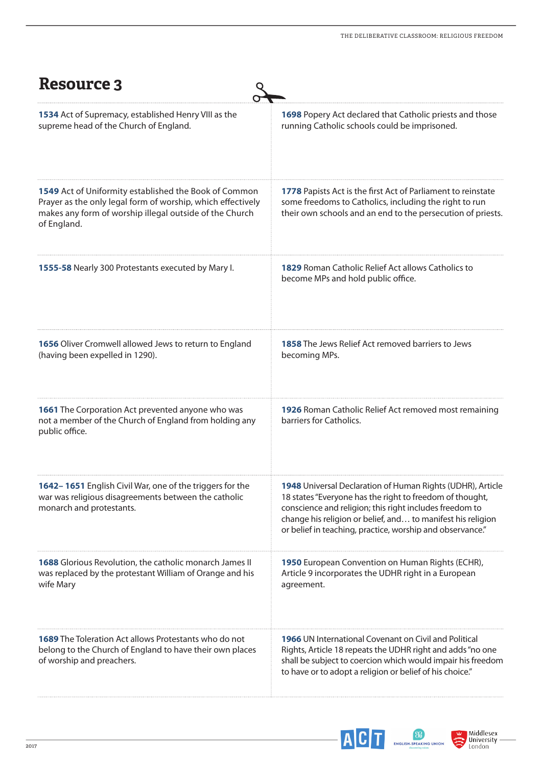# Resource 3

**1534** Act of Supremacy, established Henry VIII as the supreme head of the Church of England.

**1549** Act of Uniformity established the Book of Common Prayer as the only legal form of worship, which effectively makes any form of worship illegal outside of the Church of England.

**1555-58** Nearly 300 Protestants executed by Mary I.

**1656** Oliver Cromwell allowed Jews to return to England (having been expelled in 1290).

**1661** The Corporation Act prevented anyone who was not a member of the Church of England from holding any public office.

**1642– 1651** English Civil War, one of the triggers for the war was religious disagreements between the catholic monarch and protestants.

**1688** Glorious Revolution, the catholic monarch James II was replaced by the protestant William of Orange and his wife Mary

**1689** The Toleration Act allows Protestants who do not belong to the Church of England to have their own places of worship and preachers.

**1698** Popery Act declared that Catholic priests and those running Catholic schools could be imprisoned.

**1778** Papists Act is the first Act of Parliament to reinstate some freedoms to Catholics, including the right to run their own schools and an end to the persecution of priests.

**1829** Roman Catholic Relief Act allows Catholics to become MPs and hold public office.

**1858** The Jews Relief Act removed barriers to Jews becoming MPs.

**1926** Roman Catholic Relief Act removed most remaining barriers for Catholics.

**1948** Universal Declaration of Human Rights (UDHR), Article 18 states "Everyone has the right to freedom of thought, conscience and religion; this right includes freedom to change his religion or belief, and… to manifest his religion or belief in teaching, practice, worship and observance."

**1950** European Convention on Human Rights (ECHR), Article 9 incorporates the UDHR right in a European agreement.

**1966** UN International Covenant on Civil and Political Rights, Article 18 repeats the UDHR right and adds "no one shall be subject to coercion which would impair his freedom to have or to adopt a religion or belief of his choice."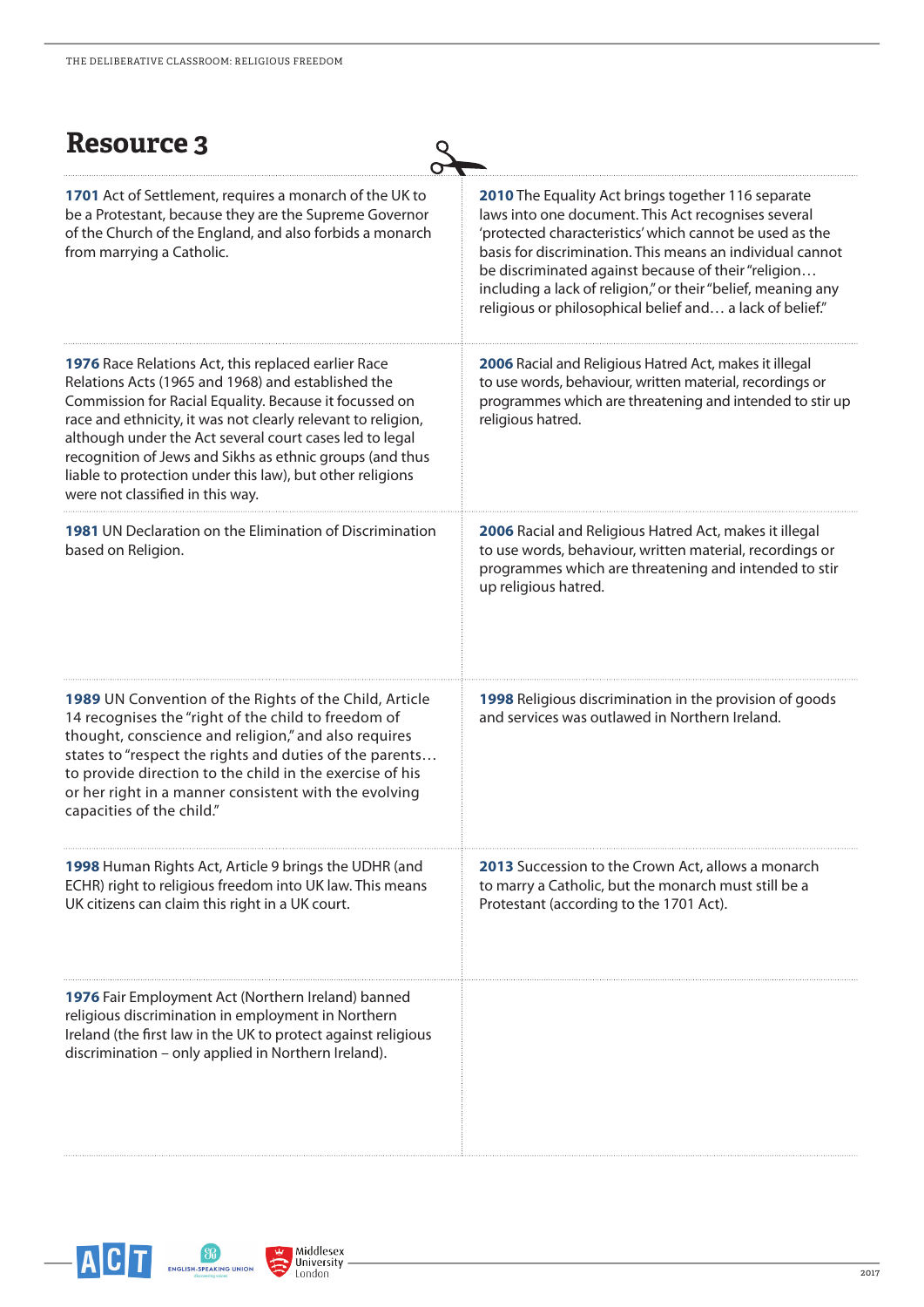# Resource 3

**1701** Act of Settlement, requires a monarch of the UK to be a Protestant, because they are the Supreme Governor of the Church of the England, and also forbids a monarch from marrying a Catholic.

**2010** The Equality Act brings together 116 separate laws into one document. This Act recognises several 'protected characteristics' which cannot be used as the basis for discrimination. This means an individual cannot be discriminated against because of their "religion… including a lack of religion," or their "belief, meaning any religious or philosophical belief and… a lack of belief."

**1976** Race Relations Act, this replaced earlier Race Relations Acts (1965 and 1968) and established the Commission for Racial Equality. Because it focussed on race and ethnicity, it was not clearly relevant to religion, although under the Act several court cases led to legal recognition of Jews and Sikhs as ethnic groups (and thus liable to protection under this law), but other religions were not classified in this way.

**2006** Racial and Religious Hatred Act, makes it illegal to use words, behaviour, written material, recordings or programmes which are threatening and intended to stir up religious hatred.

**1981** UN Declaration on the Elimination of Discrimination based on Religion.

**2006** Racial and Religious Hatred Act, makes it illegal to use words, behaviour, written material, recordings or programmes which are threatening and intended to stir up religious hatred.

**1989** UN Convention of the Rights of the Child, Article 14 recognises the "right of the child to freedom of thought, conscience and religion," and also requires states to "respect the rights and duties of the parents… to provide direction to the child in the exercise of his or her right in a manner consistent with the evolving capacities of the child."

**1998** Religious discrimination in the provision of goods and services was outlawed in Northern Ireland.

**1998** Human Rights Act, Article 9 brings the UDHR (and ECHR) right to religious freedom into UK law. This means UK citizens can claim this right in a UK court.

**2013** Succession to the Crown Act, allows a monarch to marry a Catholic, but the monarch must still be a Protestant (according to the 1701 Act).

**1976** Fair Employment Act (Northern Ireland) banned religious discrimination in employment in Northern Ireland (the first law in the UK to protect against religious discrimination – only applied in Northern Ireland).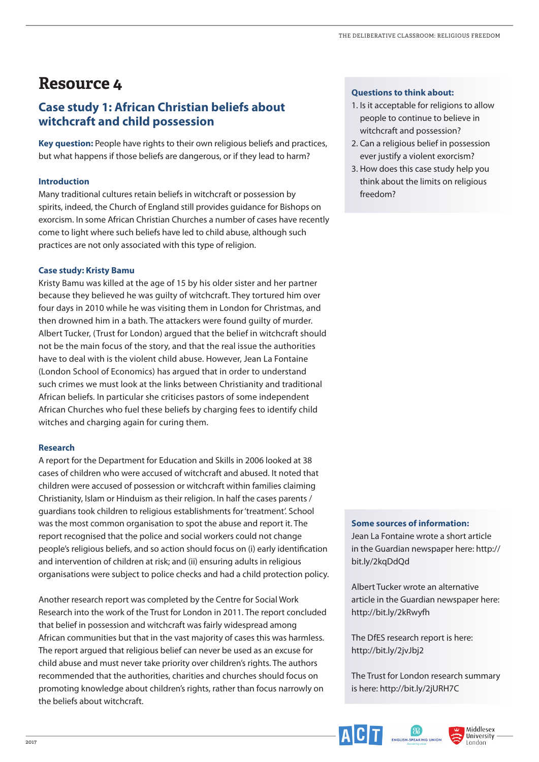# Resource 4

## Case study 1: African Christian beliefs about witchcraft and child possession

**Key question:** People have rights to their own religious beliefs and practices, but what happens if those beliefs are dangerous, or if they lead to harm?

### Introduction

Many traditional cultures retain beliefs in witchcraft or possession by spirits, indeed, the Church of England still provides guidance for Bishops on exorcism. In some African Christian Churches a number of cases have recently come to light where such beliefs have led to child abuse, although such practices are not only associated with this type of religion.

### Case study: Kristy Bamu

Kristy Bamu was killed at the age of 15 by his older sister and her partner because they believed he was guilty of witchcraft. They tortured him over four days in 2010 while he was visiting them in London for Christmas, and then drowned him in a bath. The attackers were found guilty of murder. Albert Tucker, (Trust for London) argued that the belief in witchcraft should not be the main focus of the story, and that the real issue the authorities have to deal with is the violent child abuse. However, Jean La Fontaine (London School of Economics) has argued that in order to understand such crimes we must look at the links between Christianity and traditional African beliefs. In particular she criticises pastors of some independent African Churches who fuel these beliefs by charging fees to identify child witches and charging again for curing them.

### Research

A report for the Department for Education and Skills in 2006 looked at 38 cases of children who were accused of witchcraft and abused. It noted that children were accused of possession or witchcraft within families claiming Christianity, Islam or Hinduism as their religion. In half the cases parents / guardians took children to religious establishments for 'treatment'. School was the most common organisation to spot the abuse and report it. The report recognised that the police and social workers could not change people's religious beliefs, and so action should focus on (i) early identification and intervention of children at risk; and (ii) ensuring adults in religious organisations were subject to police checks and had a child protection policy.

Another research report was completed by the Centre for Social Work Research into the work of the Trust for London in 2011. The report concluded that belief in possession and witchcraft was fairly widespread among African communities but that in the vast majority of cases this was harmless. The report argued that religious belief can never be used as an excuse for child abuse and must never take priority over children's rights. The authors recommended that the authorities, charities and churches should focus on promoting knowledge about children's rights, rather than focus narrowly on the beliefs about witchcraft.

### Questions to think about:

1. Is it acceptable for religions to allow people to continue to believe in witchcraft and possession?
2. Can a religious belief in possession ever justify a violent exorcism?
3. How does this case study help you think about the limits on religious freedom?

### Some sources of information:

Jean La Fontaine wrote a short article in the Guardian newspaper here: http://bit.ly/2kqDdQd

Albert Tucker wrote an alternative article in the Guardian newspaper here: http://bit.ly/2kRwyfh

The DfES research report is here: http://bit.ly/2jvJbj2

The Trust for London research summary is here: http://bit.ly/2jURH7C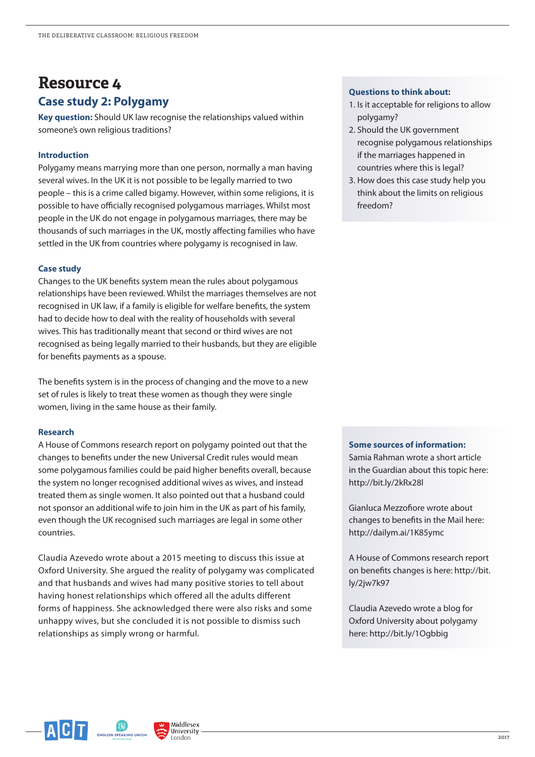# Resource 4

## Case study 2: Polygamy

**Key question:** Should UK law recognise the relationships valued within someone's own religious traditions?

### Introduction

Polygamy means marrying more than one person, normally a man having several wives. In the UK it is not possible to be legally married to two people – this is a crime called bigamy. However, within some religions, it is possible to have officially recognised polygamous marriages. Whilst most people in the UK do not engage in polygamous marriages, there may be thousands of such marriages in the UK, mostly affecting families who have settled in the UK from countries where polygamy is recognised in law.

### Case study

Changes to the UK benefits system mean the rules about polygamous relationships have been reviewed. Whilst the marriages themselves are not recognised in UK law, if a family is eligible for welfare benefits, the system had to decide how to deal with the reality of households with several wives. This has traditionally meant that second or third wives are not recognised as being legally married to their husbands, but they are eligible for benefits payments as a spouse.

The benefits system is in the process of changing and the move to a new set of rules is likely to treat these women as though they were single women, living in the same house as their family.

### Research

A House of Commons research report on polygamy pointed out that the changes to benefits under the new Universal Credit rules would mean some polygamous families could be paid higher benefits overall, because the system no longer recognised additional wives as wives, and instead treated them as single women. It also pointed out that a husband could not sponsor an additional wife to join him in the UK as part of his family, even though the UK recognised such marriages are legal in some other countries.

Claudia Azevedo wrote about a 2015 meeting to discuss this issue at Oxford University. She argued the reality of polygamy was complicated and that husbands and wives had many positive stories to tell about having honest relationships which offered all the adults different forms of happiness. She acknowledged there were also risks and some unhappy wives, but she concluded it is not possible to dismiss such relationships as simply wrong or harmful.

### Questions to think about:

1. Is it acceptable for religions to allow polygamy?
2. Should the UK government recognise polygamous relationships if the marriages happened in countries where this is legal?
3. How does this case study help you think about the limits on religious freedom?

### Some sources of information:

Samia Rahman wrote a short article in the Guardian about this topic here: http://bit.ly/2kRx28l

Gianluca Mezzofiore wrote about changes to benefits in the Mail here: http://dailym.ai/1K85ymc

A House of Commons research report on benefits changes is here: http://bit.ly/2jw7k97

Claudia Azevedo wrote a blog for Oxford University about polygamy here: http://bit.ly/1Ogbbig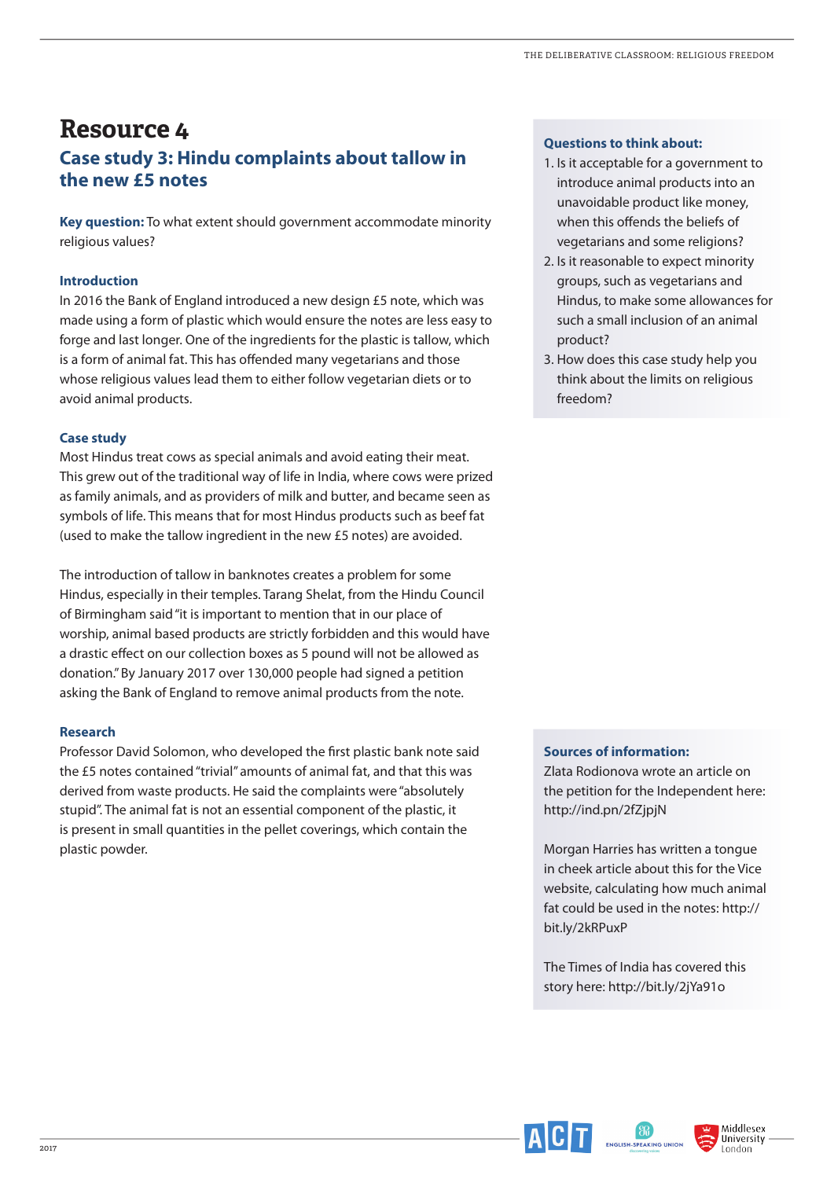# Resource 4

## Case study 3: Hindu complaints about tallow in the new £5 notes

**Key question:** To what extent should government accommodate minority religious values?

### Introduction

In 2016 the Bank of England introduced a new design £5 note, which was made using a form of plastic which would ensure the notes are less easy to forge and last longer. One of the ingredients for the plastic is tallow, which is a form of animal fat. This has offended many vegetarians and those whose religious values lead them to either follow vegetarian diets or to avoid animal products.

### Case study

Most Hindus treat cows as special animals and avoid eating their meat. This grew out of the traditional way of life in India, where cows were prized as family animals, and as providers of milk and butter, and became seen as symbols of life. This means that for most Hindus products such as beef fat (used to make the tallow ingredient in the new £5 notes) are avoided.

The introduction of tallow in banknotes creates a problem for some Hindus, especially in their temples. Tarang Shelat, from the Hindu Council of Birmingham said "it is important to mention that in our place of worship, animal based products are strictly forbidden and this would have a drastic effect on our collection boxes as 5 pound will not be allowed as donation." By January 2017 over 130,000 people had signed a petition asking the Bank of England to remove animal products from the note.

### Research

Professor David Solomon, who developed the first plastic bank note said the £5 notes contained "trivial" amounts of animal fat, and that this was derived from waste products. He said the complaints were "absolutely stupid". The animal fat is not an essential component of the plastic, it is present in small quantities in the pellet coverings, which contain the plastic powder.

### Questions to think about:

1. Is it acceptable for a government to introduce animal products into an unavoidable product like money, when this offends the beliefs of vegetarians and some religions?
2. Is it reasonable to expect minority groups, such as vegetarians and Hindus, to make some allowances for such a small inclusion of an animal product?
3. How does this case study help you think about the limits on religious freedom?

### Sources of information:

Zlata Rodionova wrote an article on the petition for the Independent here: http://ind.pn/2fZjpjN

Morgan Harries has written a tongue in cheek article about this for the Vice website, calculating how much animal fat could be used in the notes: http://bit.ly/2kRPuxP

The Times of India has covered this story here: http://bit.ly/2jYa91o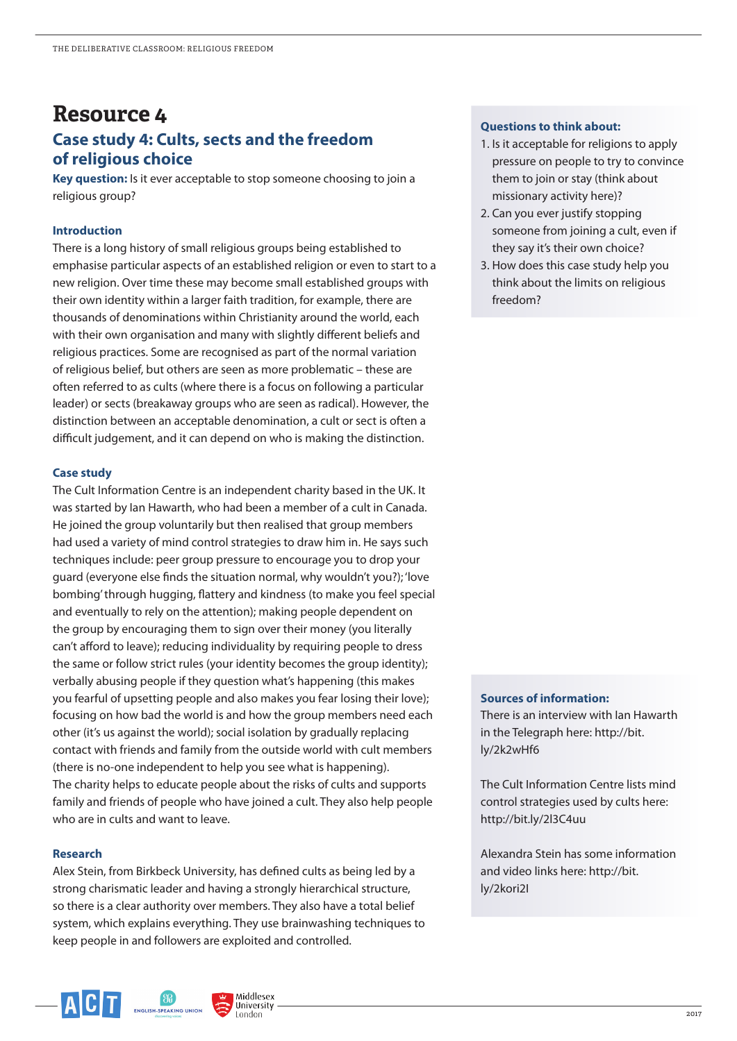# Resource 4

## Case study 4: Cults, sects and the freedom of religious choice

**Key question:** Is it ever acceptable to stop someone choosing to join a religious group?

### Introduction

There is a long history of small religious groups being established to emphasise particular aspects of an established religion or even to start to a new religion. Over time these may become small established groups with their own identity within a larger faith tradition, for example, there are thousands of denominations within Christianity around the world, each with their own organisation and many with slightly different beliefs and religious practices. Some are recognised as part of the normal variation of religious belief, but others are seen as more problematic – these are often referred to as cults (where there is a focus on following a particular leader) or sects (breakaway groups who are seen as radical). However, the distinction between an acceptable denomination, a cult or sect is often a difficult judgement, and it can depend on who is making the distinction.

### Case study

The Cult Information Centre is an independent charity based in the UK. It was started by Ian Hawarth, who had been a member of a cult in Canada. He joined the group voluntarily but then realised that group members had used a variety of mind control strategies to draw him in. He says such techniques include: peer group pressure to encourage you to drop your guard (everyone else finds the situation normal, why wouldn't you?); 'love bombing' through hugging, flattery and kindness (to make you feel special and eventually to rely on the attention); making people dependent on the group by encouraging them to sign over their money (you literally can't afford to leave); reducing individuality by requiring people to dress the same or follow strict rules (your identity becomes the group identity); verbally abusing people if they question what's happening (this makes you fearful of upsetting people and also makes you fear losing their love); focusing on how bad the world is and how the group members need each other (it's us against the world); social isolation by gradually replacing contact with friends and family from the outside world with cult members (there is no-one independent to help you see what is happening). The charity helps to educate people about the risks of cults and supports family and friends of people who have joined a cult. They also help people who are in cults and want to leave.

### Research

Alex Stein, from Birkbeck University, has defined cults as being led by a strong charismatic leader and having a strongly hierarchical structure, so there is a clear authority over members. They also have a total belief system, which explains everything. They use brainwashing techniques to keep people in and followers are exploited and controlled.

### Questions to think about:

1. Is it acceptable for religions to apply pressure on people to try to convince them to join or stay (think about missionary activity here)?
2. Can you ever justify stopping someone from joining a cult, even if they say it's their own choice?
3. How does this case study help you think about the limits on religious freedom?

### Sources of information:

There is an interview with Ian Hawarth in the Telegraph here: http://bit.ly/2k2wHf6

The Cult Information Centre lists mind control strategies used by cults here: http://bit.ly/2l3C4uu

Alexandra Stein has some information and video links here: http://bit.ly/2kori2I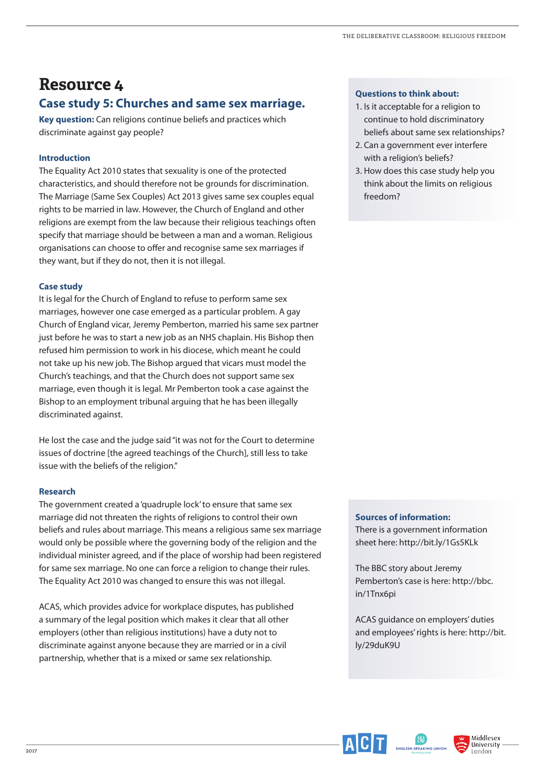# Resource 4

## Case study 5: Churches and same sex marriage.

**Key question:** Can religions continue beliefs and practices which discriminate against gay people?

### Introduction

The Equality Act 2010 states that sexuality is one of the protected characteristics, and should therefore not be grounds for discrimination. The Marriage (Same Sex Couples) Act 2013 gives same sex couples equal rights to be married in law. However, the Church of England and other religions are exempt from the law because their religious teachings often specify that marriage should be between a man and a woman. Religious organisations can choose to offer and recognise same sex marriages if they want, but if they do not, then it is not illegal.

### Case study

It is legal for the Church of England to refuse to perform same sex marriages, however one case emerged as a particular problem. A gay Church of England vicar, Jeremy Pemberton, married his same sex partner just before he was to start a new job as an NHS chaplain. His Bishop then refused him permission to work in his diocese, which meant he could not take up his new job. The Bishop argued that vicars must model the Church's teachings, and that the Church does not support same sex marriage, even though it is legal. Mr Pemberton took a case against the Bishop to an employment tribunal arguing that he has been illegally discriminated against.

He lost the case and the judge said "it was not for the Court to determine issues of doctrine [the agreed teachings of the Church], still less to take issue with the beliefs of the religion."

### Research

The government created a 'quadruple lock' to ensure that same sex marriage did not threaten the rights of religions to control their own beliefs and rules about marriage. This means a religious same sex marriage would only be possible where the governing body of the religion and the individual minister agreed, and if the place of worship had been registered for same sex marriage. No one can force a religion to change their rules. The Equality Act 2010 was changed to ensure this was not illegal.

ACAS, which provides advice for workplace disputes, has published a summary of the legal position which makes it clear that all other employers (other than religious institutions) have a duty not to discriminate against anyone because they are married or in a civil partnership, whether that is a mixed or same sex relationship.

### Questions to think about:

1. Is it acceptable for a religion to continue to hold discriminatory beliefs about same sex relationships?
2. Can a government ever interfere with a religion's beliefs?
3. How does this case study help you think about the limits on religious freedom?

### Sources of information:

There is a government information sheet here: http://bit.ly/1Gs5KLk

The BBC story about Jeremy Pemberton's case is here: http://bbc.in/1Tnx6pi

ACAS guidance on employers' duties and employees' rights is here: http://bit.ly/29duK9U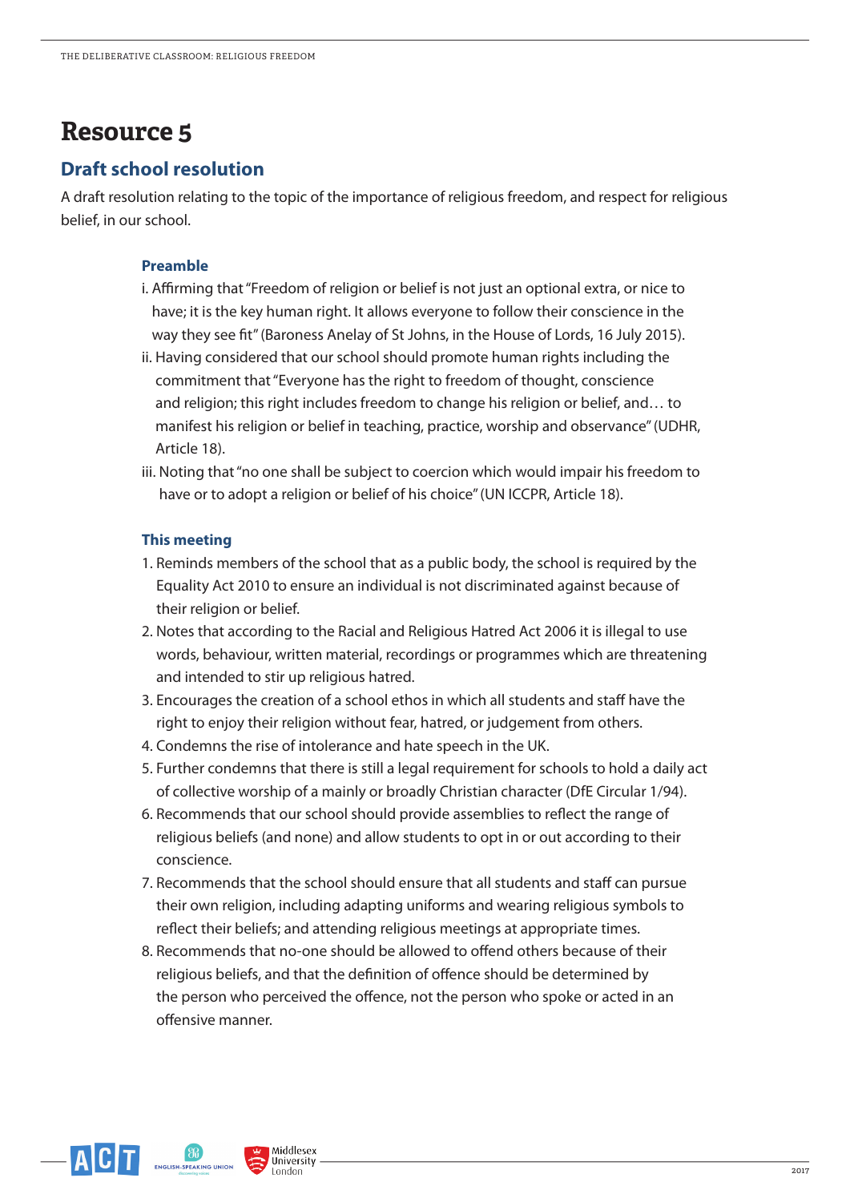# Resource 5

## Draft school resolution

A draft resolution relating to the topic of the importance of religious freedom, and respect for religious belief, in our school.

### Preamble

i. Affirming that "Freedom of religion or belief is not just an optional extra, or nice to have; it is the key human right. It allows everyone to follow their conscience in the way they see fit" (Baroness Anelay of St Johns, in the House of Lords, 16 July 2015).

ii. Having considered that our school should promote human rights including the commitment that "Everyone has the right to freedom of thought, conscience and religion; this right includes freedom to change his religion or belief, and… to manifest his religion or belief in teaching, practice, worship and observance" (UDHR, Article 18).

iii. Noting that "no one shall be subject to coercion which would impair his freedom to have or to adopt a religion or belief of his choice" (UN ICCPR, Article 18).

### This meeting

1. Reminds members of the school that as a public body, the school is required by the Equality Act 2010 to ensure an individual is not discriminated against because of their religion or belief.
2. Notes that according to the Racial and Religious Hatred Act 2006 it is illegal to use words, behaviour, written material, recordings or programmes which are threatening and intended to stir up religious hatred.
3. Encourages the creation of a school ethos in which all students and staff have the right to enjoy their religion without fear, hatred, or judgement from others.
4. Condemns the rise of intolerance and hate speech in the UK.
5. Further condemns that there is still a legal requirement for schools to hold a daily act of collective worship of a mainly or broadly Christian character (DfE Circular 1/94).
6. Recommends that our school should provide assemblies to reflect the range of religious beliefs (and none) and allow students to opt in or out according to their conscience.
7. Recommends that the school should ensure that all students and staff can pursue their own religion, including adapting uniforms and wearing religious symbols to reflect their beliefs; and attending religious meetings at appropriate times.
8. Recommends that no-one should be allowed to offend others because of their religious beliefs, and that the definition of offence should be determined by the person who perceived the offence, not the person who spoke or acted in an offensive manner.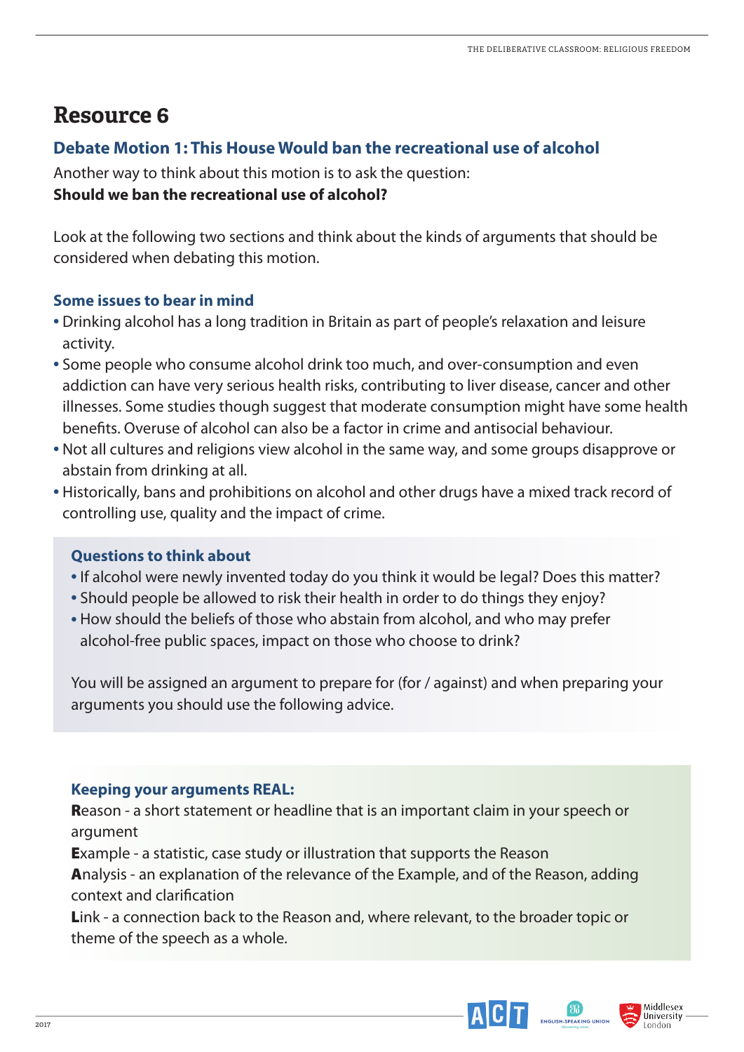# Resource 6

## Debate Motion 1: This House Would ban the recreational use of alcohol

Another way to think about this motion is to ask the question:
**Should we ban the recreational use of alcohol?**

Look at the following two sections and think about the kinds of arguments that should be considered when debating this motion.

### Some issues to bear in mind

- Drinking alcohol has a long tradition in Britain as part of people's relaxation and leisure activity.
- Some people who consume alcohol drink too much, and over-consumption and even addiction can have very serious health risks, contributing to liver disease, cancer and other illnesses. Some studies though suggest that moderate consumption might have some health benefits. Overuse of alcohol can also be a factor in crime and antisocial behaviour.
- Not all cultures and religions view alcohol in the same way, and some groups disapprove or abstain from drinking at all.
- Historically, bans and prohibitions on alcohol and other drugs have a mixed track record of controlling use, quality and the impact of crime.

### Questions to think about

- If alcohol were newly invented today do you think it would be legal? Does this matter?
- Should people be allowed to risk their health in order to do things they enjoy?
- How should the beliefs of those who abstain from alcohol, and who may prefer alcohol-free public spaces, impact on those who choose to drink?

You will be assigned an argument to prepare for (for / against) and when preparing your arguments you should use the following advice.

### Keeping your arguments REAL:

**R**eason - a short statement or headline that is an important claim in your speech or argument
**E**xample - a statistic, case study or illustration that supports the Reason
**A**nalysis - an explanation of the relevance of the Example, and of the Reason, adding context and clarification
**L**ink - a connection back to the Reason and, where relevant, to the broader topic or theme of the speech as a whole.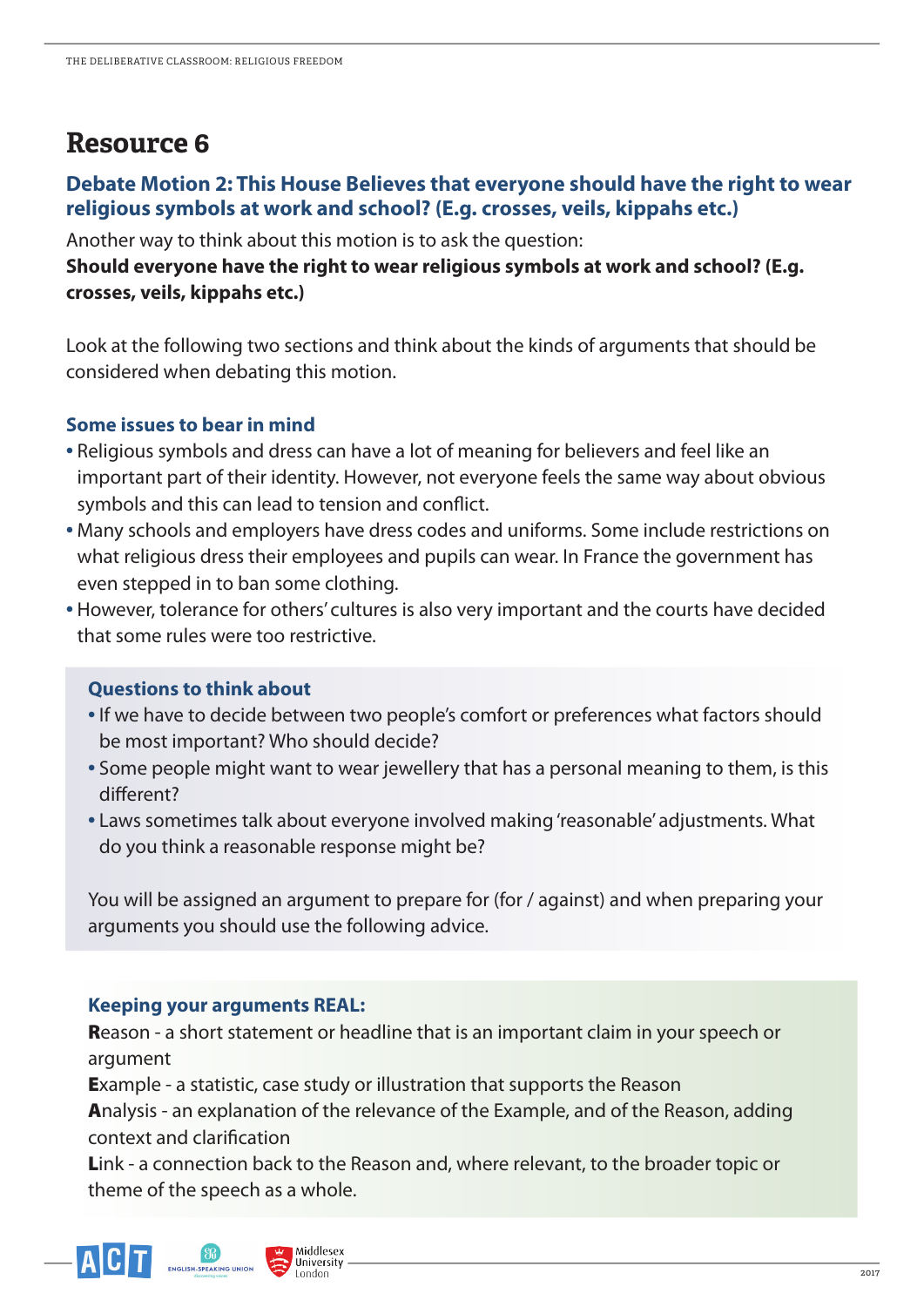# Resource 6

## Debate Motion 2: This House Believes that everyone should have the right to wear religious symbols at work and school? (E.g. crosses, veils, kippahs etc.)

Another way to think about this motion is to ask the question:

**Should everyone have the right to wear religious symbols at work and school? (E.g. crosses, veils, kippahs etc.)**

Look at the following two sections and think about the kinds of arguments that should be considered when debating this motion.

### Some issues to bear in mind

- Religious symbols and dress can have a lot of meaning for believers and feel like an important part of their identity. However, not everyone feels the same way about obvious symbols and this can lead to tension and conflict.
- Many schools and employers have dress codes and uniforms. Some include restrictions on what religious dress their employees and pupils can wear. In France the government has even stepped in to ban some clothing.
- However, tolerance for others' cultures is also very important and the courts have decided that some rules were too restrictive.

### Questions to think about

- If we have to decide between two people's comfort or preferences what factors should be most important? Who should decide?
- Some people might want to wear jewellery that has a personal meaning to them, is this different?
- Laws sometimes talk about everyone involved making 'reasonable' adjustments. What do you think a reasonable response might be?

You will be assigned an argument to prepare for (for / against) and when preparing your arguments you should use the following advice.

### Keeping your arguments REAL:

**R**eason - a short statement or headline that is an important claim in your speech or argument

**E**xample - a statistic, case study or illustration that supports the Reason

**A**nalysis - an explanation of the relevance of the Example, and of the Reason, adding context and clarification

**L**ink - a connection back to the Reason and, where relevant, to the broader topic or theme of the speech as a whole.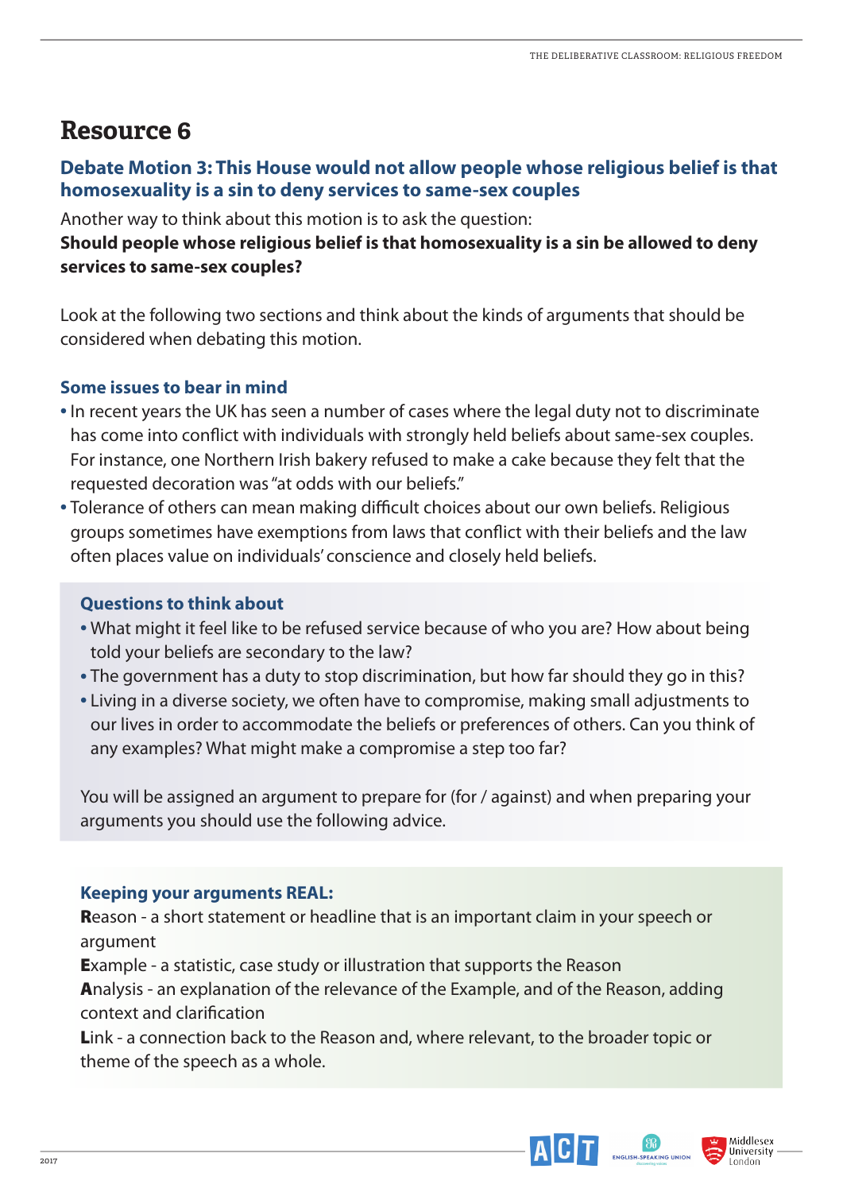# Resource 6

## Debate Motion 3: This House would not allow people whose religious belief is that homosexuality is a sin to deny services to same-sex couples

Another way to think about this motion is to ask the question:

**Should people whose religious belief is that homosexuality is a sin be allowed to deny services to same-sex couples?**

Look at the following two sections and think about the kinds of arguments that should be considered when debating this motion.

### Some issues to bear in mind

- In recent years the UK has seen a number of cases where the legal duty not to discriminate has come into conflict with individuals with strongly held beliefs about same-sex couples. For instance, one Northern Irish bakery refused to make a cake because they felt that the requested decoration was "at odds with our beliefs."
- Tolerance of others can mean making difficult choices about our own beliefs. Religious groups sometimes have exemptions from laws that conflict with their beliefs and the law often places value on individuals' conscience and closely held beliefs.

### Questions to think about

- What might it feel like to be refused service because of who you are? How about being told your beliefs are secondary to the law?
- The government has a duty to stop discrimination, but how far should they go in this?
- Living in a diverse society, we often have to compromise, making small adjustments to our lives in order to accommodate the beliefs or preferences of others. Can you think of any examples? What might make a compromise a step too far?

You will be assigned an argument to prepare for (for / against) and when preparing your arguments you should use the following advice.

### Keeping your arguments REAL:

**R**eason - a short statement or headline that is an important claim in your speech or argument

**E**xample - a statistic, case study or illustration that supports the Reason

**A**nalysis - an explanation of the relevance of the Example, and of the Reason, adding context and clarification

**L**ink - a connection back to the Reason and, where relevant, to the broader topic or theme of the speech as a whole.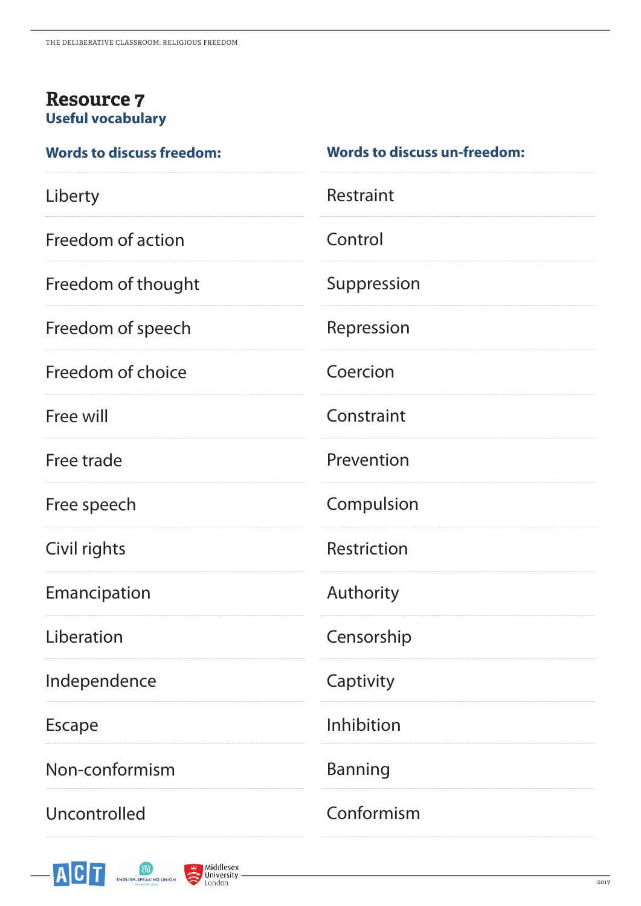# Resource 7

## Useful vocabulary

| Words to discuss freedom: | Words to discuss un-freedom: |
|---|---|
| Liberty | Restraint |
| Freedom of action | Control |
| Freedom of thought | Suppression |
| Freedom of speech | Repression |
| Freedom of choice | Coercion |
| Free will | Constraint |
| Free trade | Prevention |
| Free speech | Compulsion |
| Civil rights | Restriction |
| Emancipation | Authority |
| Liberation | Censorship |
| Independence | Captivity |
| Escape | Inhibition |
| Non-conformism | Banning |
| Uncontrolled | Conformism |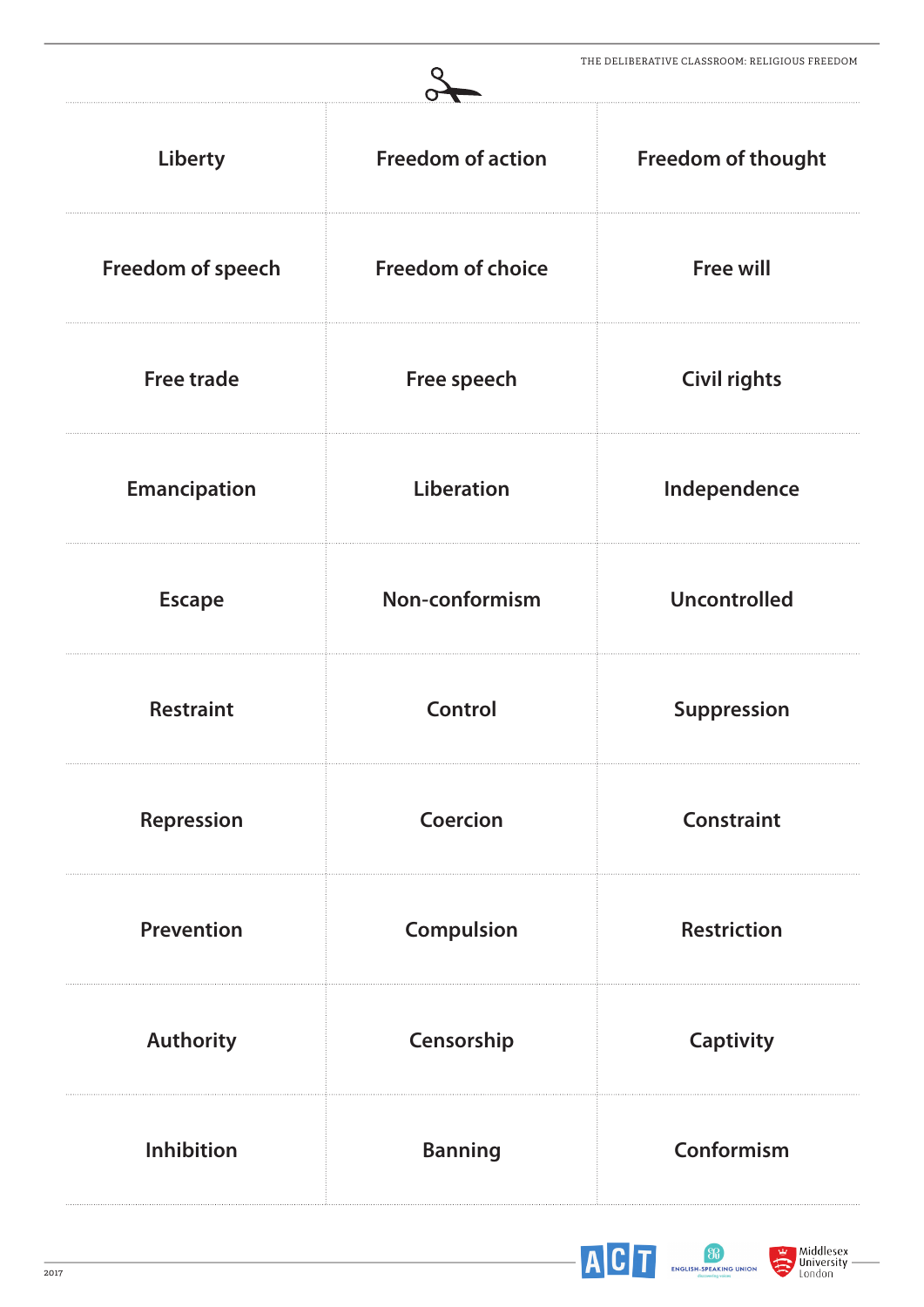| Liberty | Freedom of action | Freedom of thought |
| --- | --- | --- |
| Freedom of speech | Freedom of choice | Free will |
| Free trade | Free speech | Civil rights |
| Emancipation | Liberation | Independence |
| Escape | Non-conformism | Uncontrolled |
| Restraint | Control | Suppression |
| Repression | Coercion | Constraint |
| Prevention | Compulsion | Restriction |
| Authority | Censorship | Captivity |
| Inhibition | Banning | Conformism |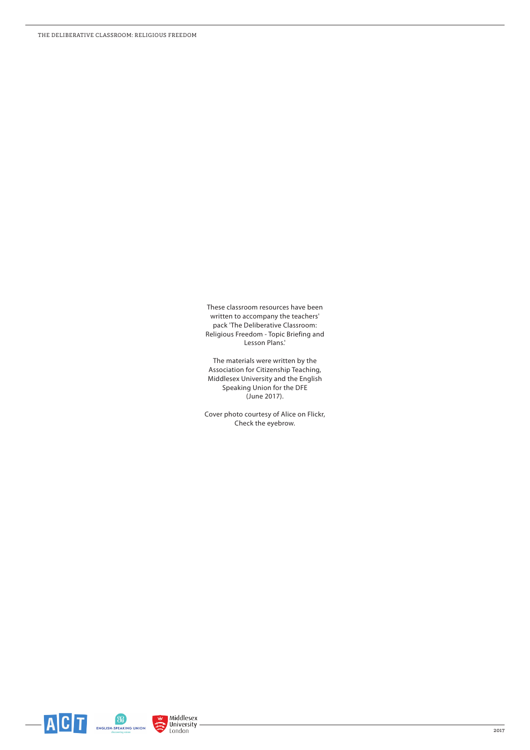These classroom resources have been written to accompany the teachers' pack 'The Deliberative Classroom: Religious Freedom - Topic Briefing and Lesson Plans.'

The materials were written by the Association for Citizenship Teaching, Middlesex University and the English Speaking Union for the DFE (June 2017).

Cover photo courtesy of Alice on Flickr, Check the eyebrow.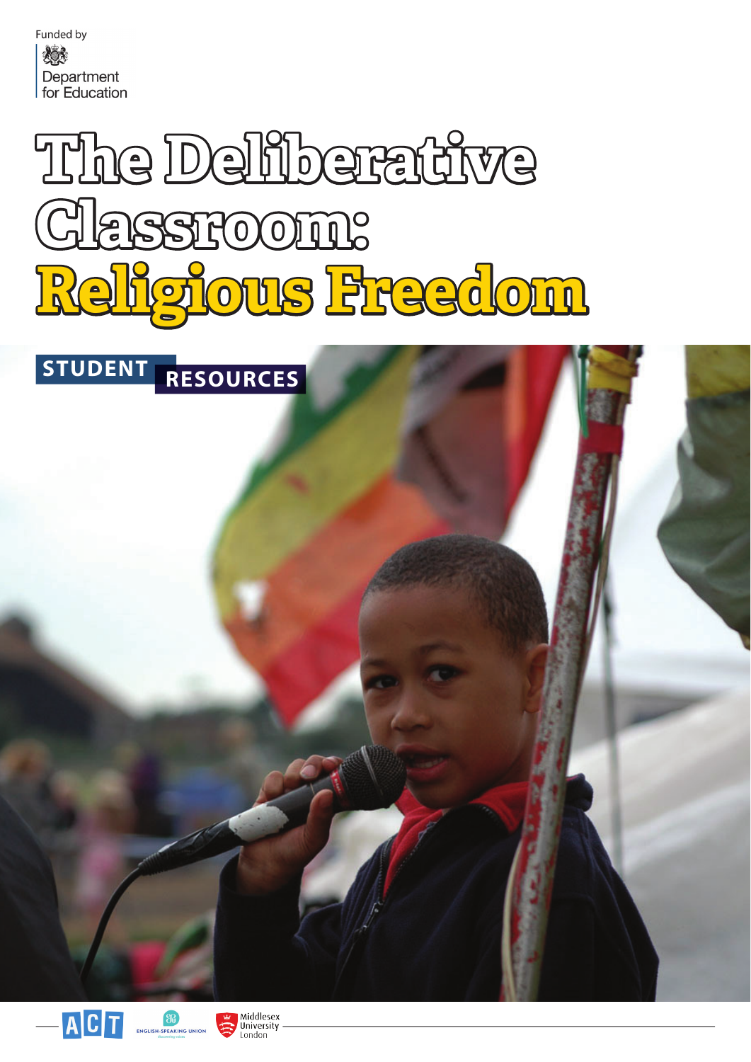Funded by

Department for Education

# The Deliberative Classroom: Religious Freedom

STUDENT RESOURCES

ACT

ENGLISH-SPEAKING UNION

Middlesex University London